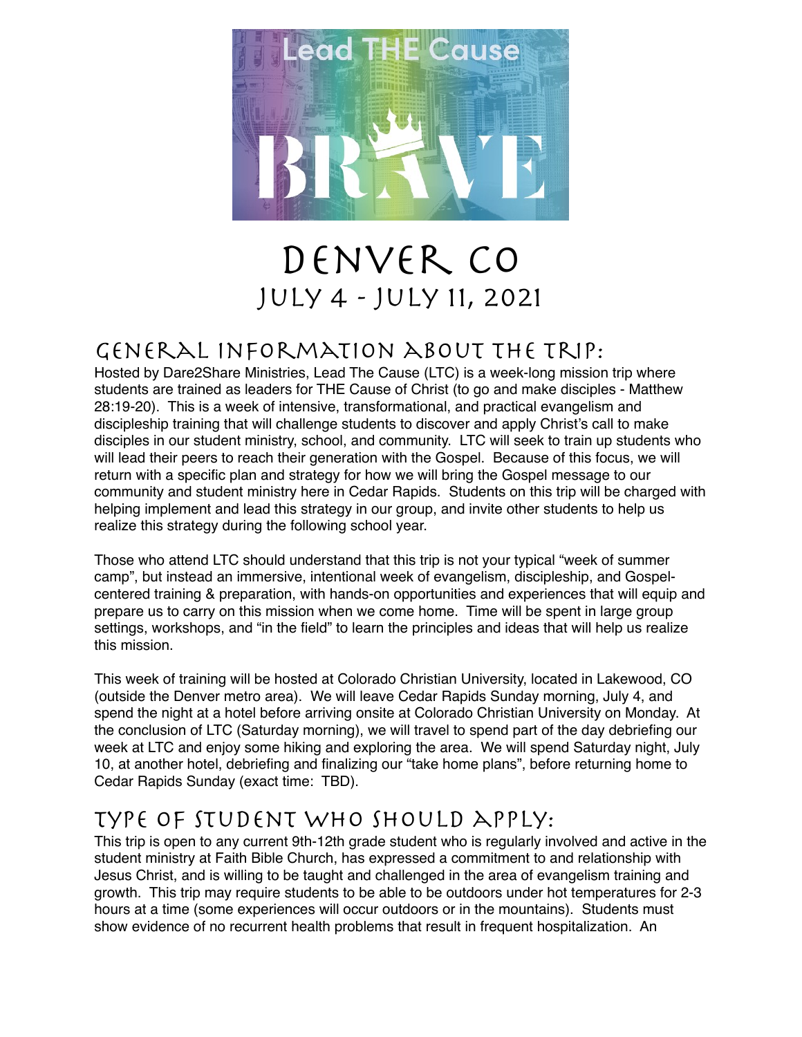# Denver CO

## July 4 - July 11, 2021

## General Information About the Trip:

Hosted by Dare2Share Ministries, Lead The Cause (LTC) is a week-long mission trip where students are trained as leaders for THE Cause of Christ (to go and make disciples - Matthew 28:19-20). This is a week of intensive, transformational, and practical evangelism and discipleship training that will challenge students to discover and apply Christ's call to make disciples in our student ministry, school, and community. LTC will seek to train up students who will lead their peers to reach their generation with the Gospel. Because of this focus, we will return with a specific plan and strategy for how we will bring the Gospel message to our community and student ministry here in Cedar Rapids. Students on this trip will be charged with helping implement and lead this strategy in our group, and invite other students to help us realize this strategy during the following school year.

Those who attend LTC should understand that this trip is not your typical "week of summer camp", but instead an immersive, intentional week of evangelism, discipleship, and Gospel-centered training & preparation, with hands-on opportunities and experiences that will equip and prepare us to carry on this mission when we come home. Time will be spent in large group settings, workshops, and "in the field" to learn the principles and ideas that will help us realize this mission.

This week of training will be hosted at Colorado Christian University, located in Lakewood, CO (outside the Denver metro area). We will leave Cedar Rapids Sunday morning, July 4, and spend the night at a hotel before arriving onsite at Colorado Christian University on Monday. At the conclusion of LTC (Saturday morning), we will travel to spend part of the day debriefing our week at LTC and enjoy some hiking and exploring the area. We will spend Saturday night, July 10, at another hotel, debriefing and finalizing our "take home plans", before returning home to Cedar Rapids Sunday (exact time: TBD).

## Type of Student Who Should Apply:

This trip is open to any current 9th-12th grade student who is regularly involved and active in the student ministry at Faith Bible Church, has expressed a commitment to and relationship with Jesus Christ, and is willing to be taught and challenged in the area of evangelism training and growth. This trip may require students to be able to be outdoors under hot temperatures for 2-3 hours at a time (some experiences will occur outdoors or in the mountains). Students must show evidence of no recurrent health problems that result in frequent hospitalization. An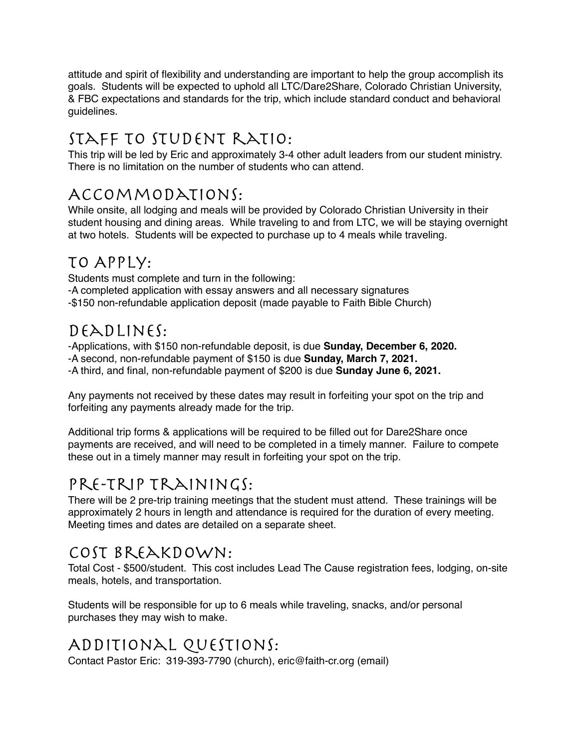attitude and spirit of flexibility and understanding are important to help the group accomplish its goals. Students will be expected to uphold all LTC/Dare2Share, Colorado Christian University, & FBC expectations and standards for the trip, which include standard conduct and behavioral guidelines.

## Staff to Student Ratio:

This trip will be led by Eric and approximately 3-4 other adult leaders from our student ministry. There is no limitation on the number of students who can attend.

## Accommodations:

While onsite, all lodging and meals will be provided by Colorado Christian University in their student housing and dining areas. While traveling to and from LTC, we will be staying overnight at two hotels. Students will be expected to purchase up to 4 meals while traveling.

## To Apply:

Students must complete and turn in the following:
-A completed application with essay answers and all necessary signatures
-$150 non-refundable application deposit (made payable to Faith Bible Church)

## Deadlines:

-Applications, with $150 non-refundable deposit, is due **Sunday, December 6, 2020.**
-A second, non-refundable payment of $150 is due **Sunday, March 7, 2021.**
-A third, and final, non-refundable payment of $200 is due **Sunday June 6, 2021.**

Any payments not received by these dates may result in forfeiting your spot on the trip and forfeiting any payments already made for the trip.

Additional trip forms & applications will be required to be filled out for Dare2Share once payments are received, and will need to be completed in a timely manner. Failure to compete these out in a timely manner may result in forfeiting your spot on the trip.

## Pre-Trip Trainings:

There will be 2 pre-trip training meetings that the student must attend. These trainings will be approximately 2 hours in length and attendance is required for the duration of every meeting. Meeting times and dates are detailed on a separate sheet.

## Cost Breakdown:

Total Cost - $500/student. This cost includes Lead The Cause registration fees, lodging, on-site meals, hotels, and transportation.

Students will be responsible for up to 6 meals while traveling, snacks, and/or personal purchases they may wish to make.

## Additional Questions:

Contact Pastor Eric: 319-393-7790 (church), eric@faith-cr.org (email)